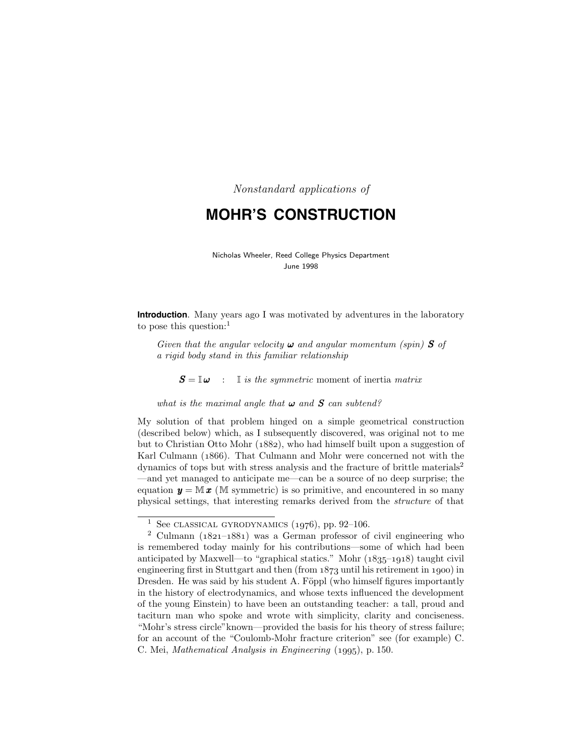*Nonstandard applications of*

# MOHR'S CONSTRUCTION

Nicholas Wheeler, Reed College Physics Department
June 1998

**Introduction**. Many years ago I was motivated by adventures in the laboratory to pose this question:[1]

> *Given that the angular velocity* $\boldsymbol{\omega}$ *and angular momentum (spin)* $\boldsymbol{S}$ *of a rigid body stand in this familiar relationship*
>
> $$\boldsymbol{S} = \mathbb{I}\,\boldsymbol{\omega} \quad : \quad \mathbb{I} \textit{ is the symmetric } \text{moment of inertia } \textit{matrix}$$
>
> *what is the maximal angle that* $\boldsymbol{\omega}$ *and* $\boldsymbol{S}$ *can subtend?*

My solution of that problem hinged on a simple geometrical construction (described below) which, as I subsequently discovered, was original not to me but to Christian Otto Mohr (1882), who had himself built upon a suggestion of Karl Culmann (1866). That Culmann and Mohr were concerned not with the dynamics of tops but with stress analysis and the fracture of brittle materials[2] —and yet managed to anticipate me—can be a source of no deep surprise; the equation $\boldsymbol{y} = \mathbb{M}\,\boldsymbol{x}$ ($\mathbb{M}$ symmetric) is so primitive, and encountered in so many physical settings, that interesting remarks derived from the *structure* of that

---

[1] See CLASSICAL GYRODYNAMICS (1976), pp. 92–106.

[2] Culmann (1821–1881) was a German professor of civil engineering who is remembered today mainly for his contributions—some of which had been anticipated by Maxwell—to "graphical statics." Mohr (1835–1918) taught civil engineering first in Stuttgart and then (from 1873 until his retirement in 1900) in Dresden. He was said by his student A. Föppl (who himself figures importantly in the history of electrodynamics, and whose texts influenced the development of the young Einstein) to have been an outstanding teacher: a tall, proud and taciturn man who spoke and wrote with simplicity, clarity and conciseness. "Mohr's stress circle"known—provided the basis for his theory of stress failure; for an account of the "Coulomb-Mohr fracture criterion" see (for example) C. C. Mei, *Mathematical Analysis in Engineering* (1995), p. 150.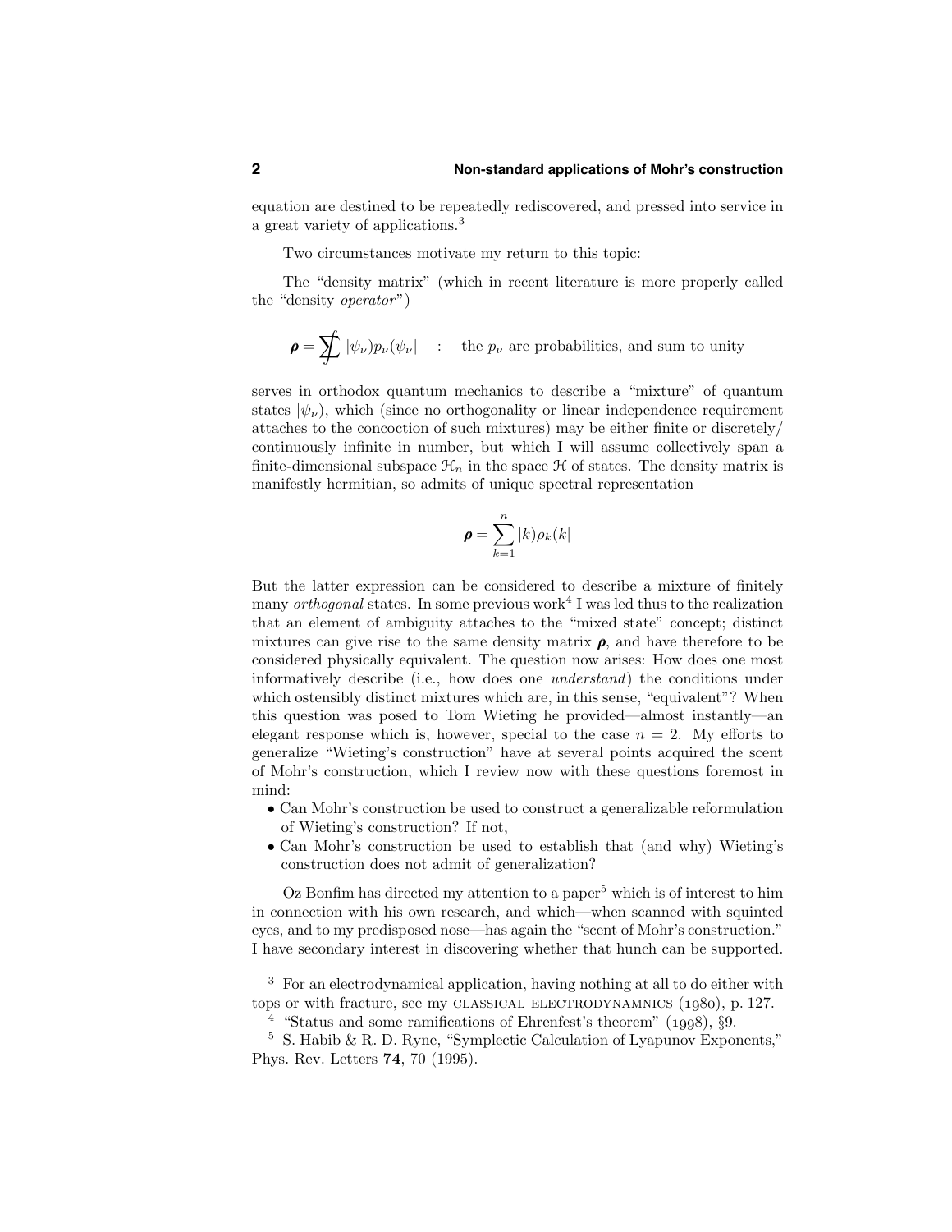equation are destined to be repeatedly rediscovered, and pressed into service in a great variety of applications.[3]

Two circumstances motivate my return to this topic:

The "density matrix" (which in recent literature is more properly called the "density *operator*")

$$\boldsymbol{\rho} = \sum\!\!\!\!\!\!\int \; |\psi_\nu)p_\nu(\psi_\nu| \quad : \quad \text{the } p_\nu \text{ are probabilities, and sum to unity}$$

serves in orthodox quantum mechanics to describe a "mixture" of quantum states $|\psi_\nu)$, which (since no orthogonality or linear independence requirement attaches to the concoction of such mixtures) may be either finite or discretely/continuously infinite in number, but which I will assume collectively span a finite-dimensional subspace $\mathcal{H}_n$ in the space $\mathcal{H}$ of states. The density matrix is manifestly hermitian, so admits of unique spectral representation

$$\boldsymbol{\rho} = \sum_{k=1}^{n} |k)\rho_k(k|$$

But the latter expression can be considered to describe a mixture of finitely many *orthogonal* states. In some previous work[4] I was led thus to the realization that an element of ambiguity attaches to the "mixed state" concept; distinct mixtures can give rise to the same density matrix $\boldsymbol{\rho}$, and have therefore to be considered physically equivalent. The question now arises: How does one most informatively describe (i.e., how does one *understand*) the conditions under which ostensibly distinct mixtures which are, in this sense, "equivalent"? When this question was posed to Tom Wieting he provided—almost instantly—an elegant response which is, however, special to the case $n = 2$. My efforts to generalize "Wieting's construction" have at several points acquired the scent of Mohr's construction, which I review now with these questions foremost in mind:

- Can Mohr's construction be used to construct a generalizable reformulation of Wieting's construction? If not,
- Can Mohr's construction be used to establish that (and why) Wieting's construction does not admit of generalization?

Oz Bonfim has directed my attention to a paper[5] which is of interest to him in connection with his own research, and which—when scanned with squinted eyes, and to my predisposed nose—has again the "scent of Mohr's construction." I have secondary interest in discovering whether that hunch can be supported.

---

[3] For an electrodynamical application, having nothing at all to do either with tops or with fracture, see my CLASSICAL ELECTRODYNAMNICS (1980), p. 127.

[4] "Status and some ramifications of Ehrenfest's theorem" (1998), §9.

[5] S. Habib & R. D. Ryne, "Symplectic Calculation of Lyapunov Exponents," Phys. Rev. Letters **74**, 70 (1995).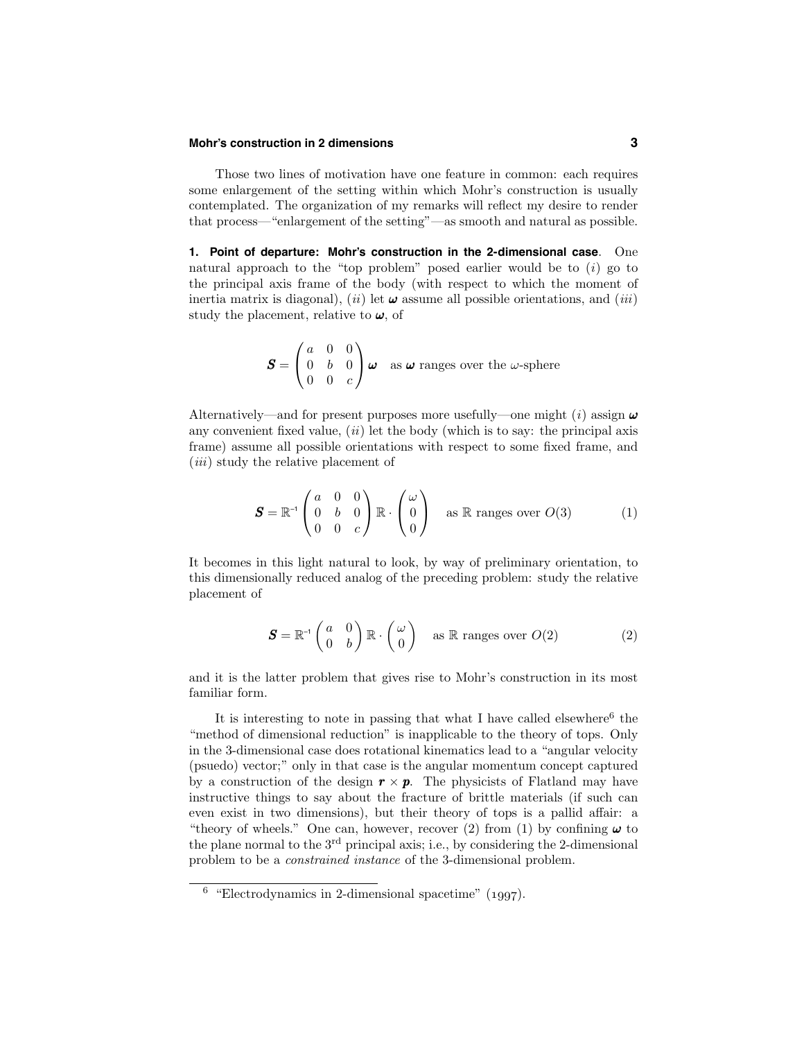Those two lines of motivation have one feature in common: each requires some enlargement of the setting within which Mohr's construction is usually contemplated. The organization of my remarks will reflect my desire to render that process—"enlargement of the setting"—as smooth and natural as possible.

**1. Point of departure: Mohr's construction in the 2-dimensional case**. One natural approach to the "top problem" posed earlier would be to (*i*) go to the principal axis frame of the body (with respect to which the moment of inertia matrix is diagonal), (*ii*) let $\boldsymbol{\omega}$ assume all possible orientations, and (*iii*) study the placement, relative to $\boldsymbol{\omega}$, of

$$\boldsymbol{S} = \begin{pmatrix} a & 0 & 0 \\ 0 & b & 0 \\ 0 & 0 & c \end{pmatrix} \boldsymbol{\omega} \quad \text{as } \boldsymbol{\omega} \text{ ranges over the } \omega\text{-sphere}$$

Alternatively—and for present purposes more usefully—one might (*i*) assign $\boldsymbol{\omega}$ any convenient fixed value, (*ii*) let the body (which is to say: the principal axis frame) assume all possible orientations with respect to some fixed frame, and (*iii*) study the relative placement of

$$\boldsymbol{S} = \mathbb{R}^{-1} \begin{pmatrix} a & 0 & 0 \\ 0 & b & 0 \\ 0 & 0 & c \end{pmatrix} \mathbb{R} \cdot \begin{pmatrix} \omega \\ 0 \\ 0 \end{pmatrix} \quad \text{as } \mathbb{R} \text{ ranges over } O(3) \tag{1}$$

It becomes in this light natural to look, by way of preliminary orientation, to this dimensionally reduced analog of the preceding problem: study the relative placement of

$$\boldsymbol{S} = \mathbb{R}^{-1} \begin{pmatrix} a & 0 \\ 0 & b \end{pmatrix} \mathbb{R} \cdot \begin{pmatrix} \omega \\ 0 \end{pmatrix} \quad \text{as } \mathbb{R} \text{ ranges over } O(2) \tag{2}$$

and it is the latter problem that gives rise to Mohr's construction in its most familiar form.

It is interesting to note in passing that what I have called elsewhere[6] the "method of dimensional reduction" is inapplicable to the theory of tops. Only in the 3-dimensional case does rotational kinematics lead to a "angular velocity (psuedo) vector;" only in that case is the angular momentum concept captured by a construction of the design $\boldsymbol{r} \times \boldsymbol{p}$. The physicists of Flatland may have instructive things to say about the fracture of brittle materials (if such can even exist in two dimensions), but their theory of tops is a pallid affair: a "theory of wheels." One can, however, recover (2) from (1) by confining $\boldsymbol{\omega}$ to the plane normal to the 3rd principal axis; i.e., by considering the 2-dimensional problem to be a *constrained instance* of the 3-dimensional problem.

---

[6] "Electrodynamics in 2-dimensional spacetime" (1997).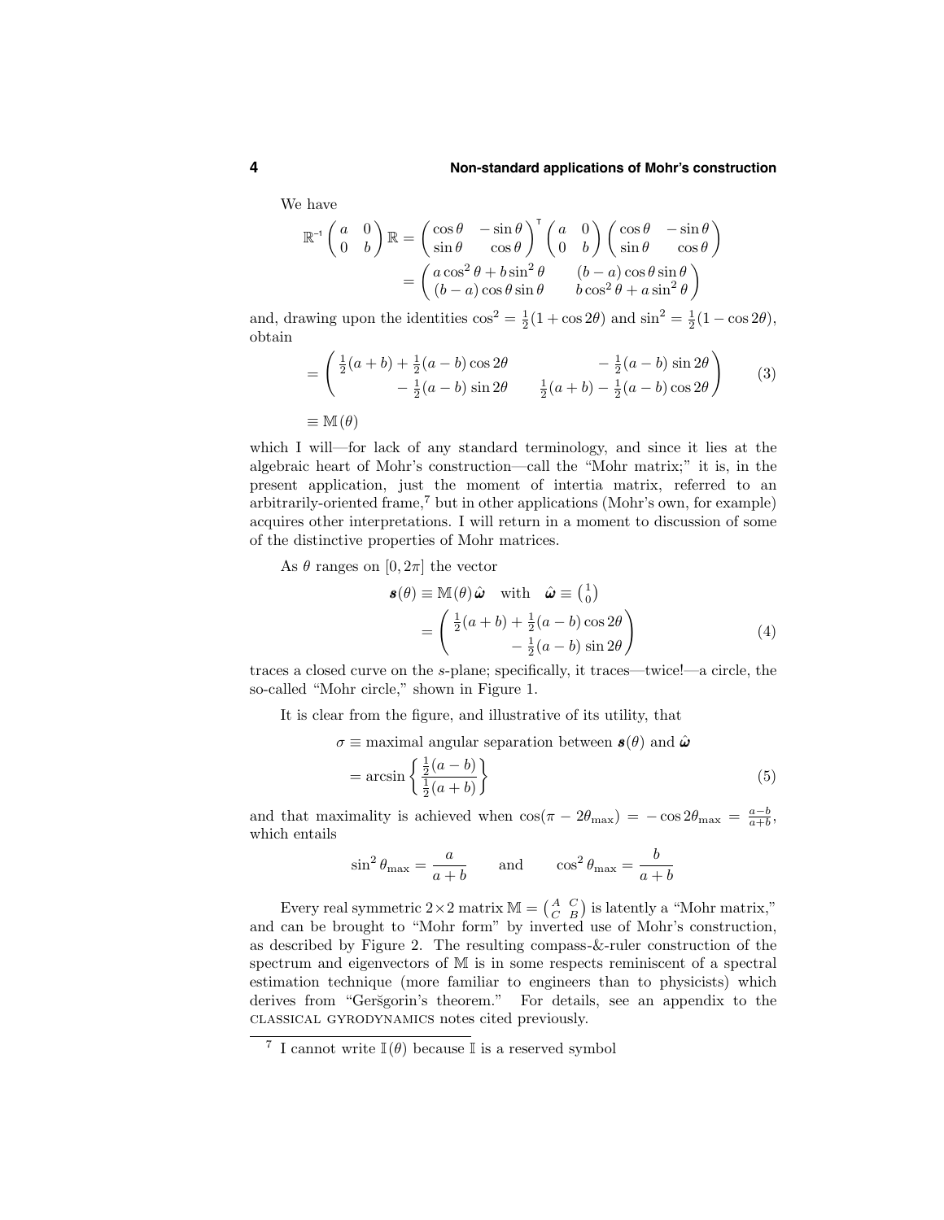We have

$$
\mathbb{R}^{-1}\begin{pmatrix} a & 0 \\ 0 & b \end{pmatrix}\mathbb{R} = \begin{pmatrix} \cos\theta & -\sin\theta \\ \sin\theta & \cos\theta \end{pmatrix}^{\mathsf{T}} \begin{pmatrix} a & 0 \\ 0 & b \end{pmatrix} \begin{pmatrix} \cos\theta & -\sin\theta \\ \sin\theta & \cos\theta \end{pmatrix}
$$

$$
= \begin{pmatrix} a\cos^2\theta + b\sin^2\theta & (b-a)\cos\theta\sin\theta \\ (b-a)\cos\theta\sin\theta & b\cos^2\theta + a\sin^2\theta \end{pmatrix}
$$

and, drawing upon the identities $\cos^2 = \frac{1}{2}(1+\cos 2\theta)$ and $\sin^2 = \frac{1}{2}(1-\cos 2\theta)$, obtain

$$
= \begin{pmatrix} \frac{1}{2}(a+b) + \frac{1}{2}(a-b)\cos 2\theta & -\frac{1}{2}(a-b)\sin 2\theta \\ -\frac{1}{2}(a-b)\sin 2\theta & \frac{1}{2}(a+b) - \frac{1}{2}(a-b)\cos 2\theta \end{pmatrix} \tag{3}
$$

$$
\equiv \mathbb{M}(\theta)
$$

which I will—for lack of any standard terminology, and since it lies at the algebraic heart of Mohr's construction—call the "Mohr matrix;" it is, in the present application, just the moment of intertia matrix, referred to an arbitrarily-oriented frame,[7] but in other applications (Mohr's own, for example) acquires other interpretations. I will return in a moment to discussion of some of the distinctive properties of Mohr matrices.

As $\theta$ ranges on $[0, 2\pi]$ the vector

$$
\boldsymbol{s}(\theta) \equiv \mathbb{M}(\theta)\,\hat{\boldsymbol{\omega}} \quad \text{with} \quad \hat{\boldsymbol{\omega}} \equiv \begin{pmatrix} 1 \\ 0 \end{pmatrix}
$$

$$
= \begin{pmatrix} \frac{1}{2}(a+b) + \frac{1}{2}(a-b)\cos 2\theta \\ -\frac{1}{2}(a-b)\sin 2\theta \end{pmatrix} \tag{4}
$$

traces a closed curve on the $s$-plane; specifically, it traces—twice!—a circle, the so-called "Mohr circle," shown in Figure 1.

It is clear from the figure, and illustrative of its utility, that

$$
\sigma \equiv \text{maximal angular separation between } \boldsymbol{s}(\theta) \text{ and } \hat{\boldsymbol{\omega}}
$$

$$
= \arcsin\left\{\frac{\frac{1}{2}(a-b)}{\frac{1}{2}(a+b)}\right\} \tag{5}
$$

and that maximality is achieved when $\cos(\pi - 2\theta_{\max}) = -\cos 2\theta_{\max} = \frac{a-b}{a+b}$, which entails

$$
\sin^2\theta_{\max} = \frac{a}{a+b} \qquad \text{and} \qquad \cos^2\theta_{\max} = \frac{b}{a+b}
$$

Every real symmetric $2\times 2$ matrix $\mathbb{M} = \begin{pmatrix} A & C \\ C & B \end{pmatrix}$ is latently a "Mohr matrix," and can be brought to "Mohr form" by inverted use of Mohr's construction, as described by Figure 2. The resulting compass-&-ruler construction of the spectrum and eigenvectors of $\mathbb{M}$ is in some respects reminiscent of a spectral estimation technique (more familiar to engineers than to physicists) which derives from "Geršgorin's theorem." For details, see an appendix to the CLASSICAL GYRODYNAMICS notes cited previously.

[7] I cannot write $\mathbb{I}(\theta)$ because $\mathbb{I}$ is a reserved symbol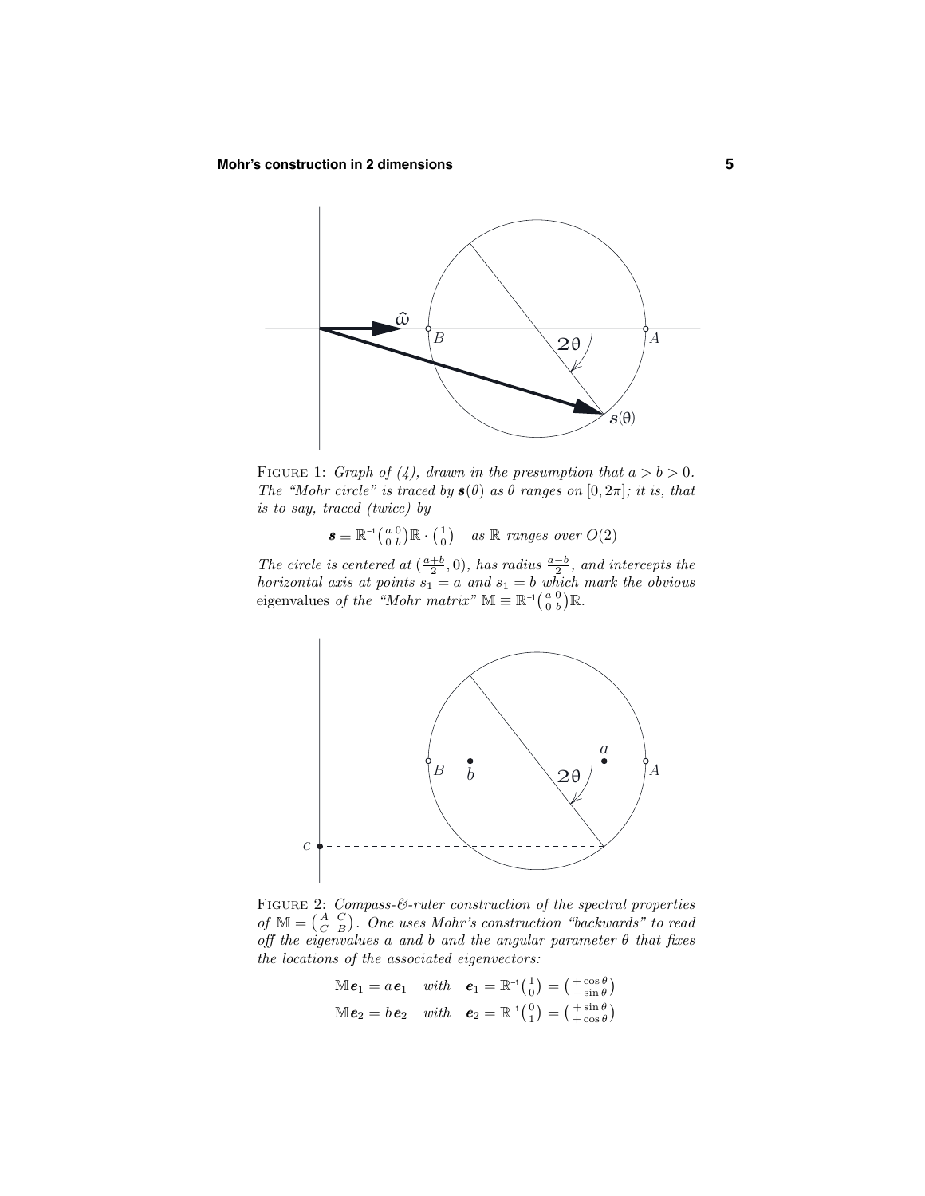FIGURE 1: *Graph of (4), drawn in the presumption that $a > b > 0$. The "Mohr circle" is traced by $\boldsymbol{s}(\theta)$ as $\theta$ ranges on $[0, 2\pi]$; it is, that is to say, traced (twice) by*

$$\boldsymbol{s} \equiv \mathbb{R}^{-1}\begin{pmatrix} a & 0 \\ 0 & b \end{pmatrix}\mathbb{R} \cdot \begin{pmatrix} 1 \\ 0 \end{pmatrix} \quad \text{as } \mathbb{R} \text{ ranges over } O(2)$$

*The circle is centered at $(\frac{a+b}{2}, 0)$, has radius $\frac{a-b}{2}$, and intercepts the horizontal axis at points $s_1 = a$ and $s_1 = b$ which mark the obvious* eigenvalues *of the "Mohr matrix" $\mathbb{M} \equiv \mathbb{R}^{-1}\begin{pmatrix} a & 0 \\ 0 & b \end{pmatrix}\mathbb{R}$.*

FIGURE 2: *Compass-&-ruler construction of the spectral properties of $\mathbb{M} = \begin{pmatrix} A & C \\ C & B \end{pmatrix}$. One uses Mohr's construction "backwards" to read off the eigenvalues $a$ and $b$ and the angular parameter $\theta$ that fixes the locations of the associated eigenvectors:*

$$\mathbb{M}\boldsymbol{e}_1 = a\,\boldsymbol{e}_1 \quad \text{with} \quad \boldsymbol{e}_1 = \mathbb{R}^{-1}\begin{pmatrix} 1 \\ 0 \end{pmatrix} = \begin{pmatrix} +\cos\theta \\ -\sin\theta \end{pmatrix}$$

$$\mathbb{M}\boldsymbol{e}_2 = b\,\boldsymbol{e}_2 \quad \text{with} \quad \boldsymbol{e}_2 = \mathbb{R}^{-1}\begin{pmatrix} 0 \\ 1 \end{pmatrix} = \begin{pmatrix} +\sin\theta \\ +\cos\theta \end{pmatrix}$$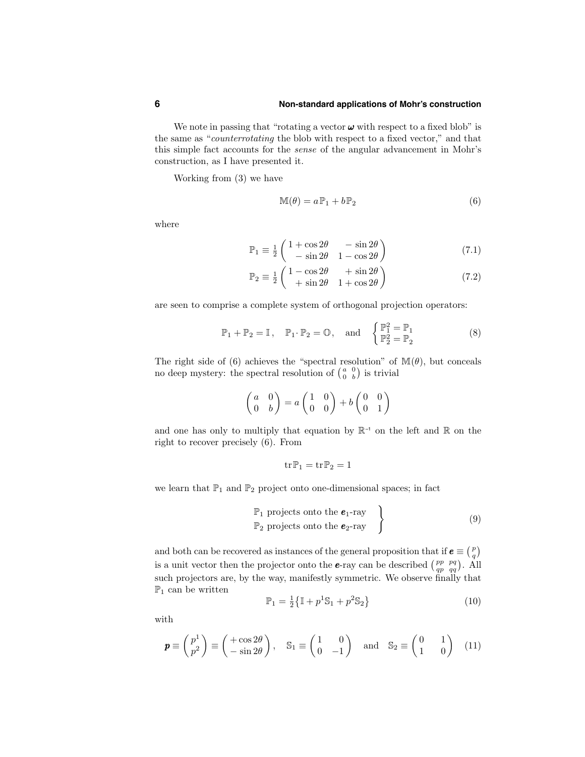We note in passing that "rotating a vector $\boldsymbol{\omega}$ with respect to a fixed blob" is the same as "*counterrotating* the blob with respect to a fixed vector," and that this simple fact accounts for the *sense* of the angular advancement in Mohr's construction, as I have presented it.

Working from (3) we have

$$\mathbb{M}(\theta) = a\,\mathbb{P}_1 + b\,\mathbb{P}_2 \tag{6}$$

where

$$\mathbb{P}_1 \equiv \tfrac{1}{2}\begin{pmatrix} 1+\cos 2\theta & -\sin 2\theta \\ -\sin 2\theta & 1-\cos 2\theta \end{pmatrix} \tag{7.1}$$

$$\mathbb{P}_2 \equiv \tfrac{1}{2}\begin{pmatrix} 1-\cos 2\theta & +\sin 2\theta \\ +\sin 2\theta & 1+\cos 2\theta \end{pmatrix} \tag{7.2}$$

are seen to comprise a complete system of orthogonal projection operators:

$$\mathbb{P}_1 + \mathbb{P}_2 = \mathbb{I}\,, \quad \mathbb{P}_1 \cdot \mathbb{P}_2 = \mathbb{O}\,, \quad \text{and} \quad \begin{cases} \mathbb{P}_1^2 = \mathbb{P}_1 \\ \mathbb{P}_2^2 = \mathbb{P}_2 \end{cases} \tag{8}$$

The right side of (6) achieves the "spectral resolution" of $\mathbb{M}(\theta)$, but conceals no deep mystery: the spectral resolution of $\left(\begin{smallmatrix} a & 0 \\ 0 & b \end{smallmatrix}\right)$ is trivial

$$\begin{pmatrix} a & 0 \\ 0 & b \end{pmatrix} = a\begin{pmatrix} 1 & 0 \\ 0 & 0 \end{pmatrix} + b\begin{pmatrix} 0 & 0 \\ 0 & 1 \end{pmatrix}$$

and one has only to multiply that equation by $\mathbb{R}^{-1}$ on the left and $\mathbb{R}$ on the right to recover precisely (6). From

$$\operatorname{tr}\mathbb{P}_1 = \operatorname{tr}\mathbb{P}_2 = 1$$

we learn that $\mathbb{P}_1$ and $\mathbb{P}_2$ project onto one-dimensional spaces; in fact

$$\left.\begin{array}{l} \mathbb{P}_1 \text{ projects onto the } \boldsymbol{e}_1\text{-ray} \\ \mathbb{P}_2 \text{ projects onto the } \boldsymbol{e}_2\text{-ray} \end{array}\right\} \tag{9}$$

and both can be recovered as instances of the general proposition that if $\boldsymbol{e} \equiv \left(\begin{smallmatrix} p \\ q \end{smallmatrix}\right)$ is a unit vector then the projector onto the $\boldsymbol{e}$-ray can be described $\left(\begin{smallmatrix} pp & pq \\ qp & qq \end{smallmatrix}\right)$. All such projectors are, by the way, manifestly symmetric. We observe finally that $\mathbb{P}_1$ can be written

$$\mathbb{P}_1 = \tfrac{1}{2}\big\{\mathbb{I} + p^1\mathbb{S}_1 + p^2\mathbb{S}_2\big\} \tag{10}$$

with

$$\boldsymbol{p} \equiv \begin{pmatrix} p^1 \\ p^2 \end{pmatrix} \equiv \begin{pmatrix} +\cos 2\theta \\ -\sin 2\theta \end{pmatrix}, \quad \mathbb{S}_1 \equiv \begin{pmatrix} 1 & 0 \\ 0 & -1 \end{pmatrix} \quad \text{and} \quad \mathbb{S}_2 \equiv \begin{pmatrix} 0 & 1 \\ 1 & 0 \end{pmatrix} \tag{11}$$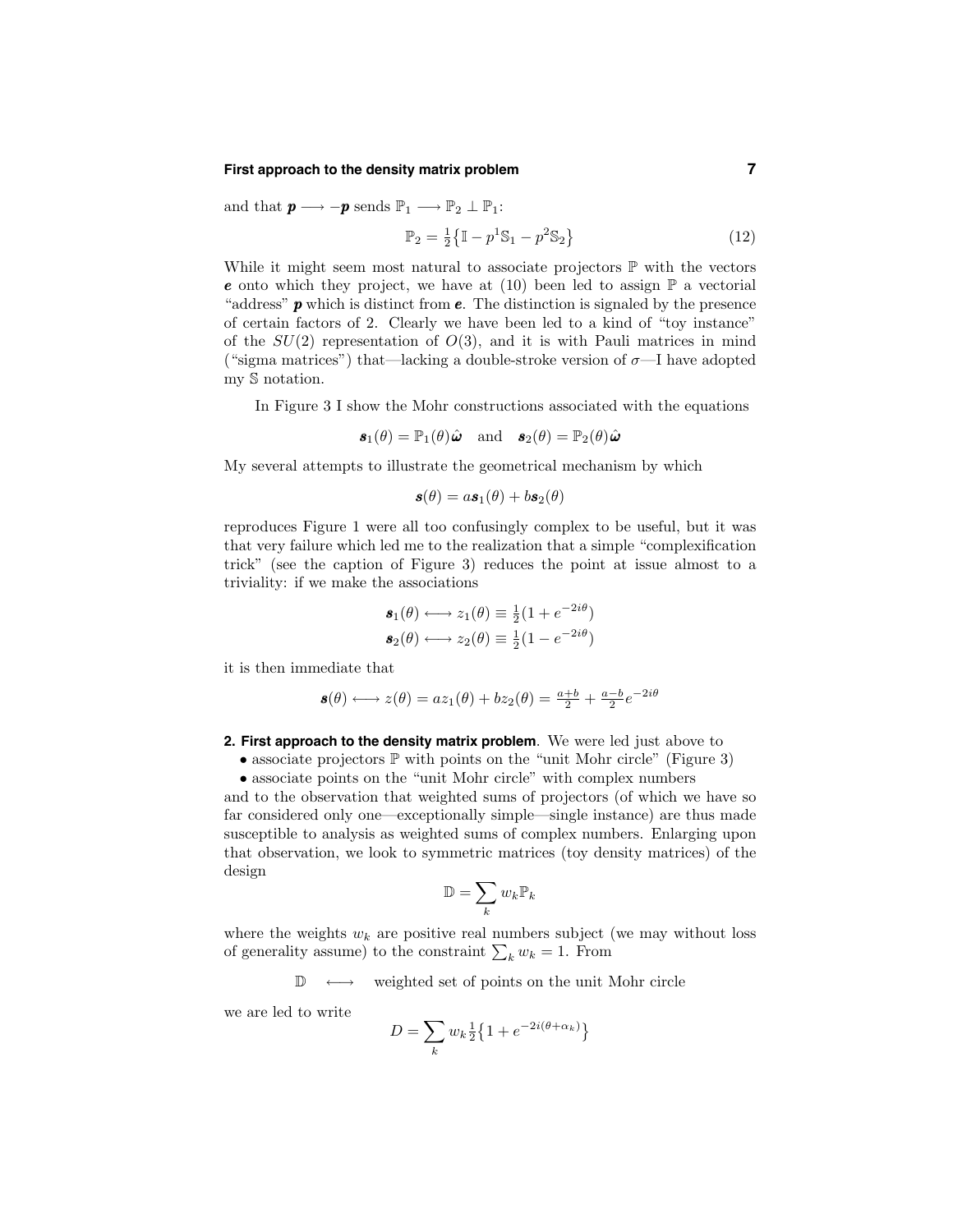and that $\boldsymbol{p} \longrightarrow -\boldsymbol{p}$ sends $\mathbb{P}_1 \longrightarrow \mathbb{P}_2 \perp \mathbb{P}_1$:

$$\mathbb{P}_2 = \tfrac{1}{2}\big\{\mathbb{I} - p^1\mathbb{S}_1 - p^2\mathbb{S}_2\big\} \tag{12}$$

While it might seem most natural to associate projectors $\mathbb{P}$ with the vectors $\boldsymbol{e}$ onto which they project, we have at (10) been led to assign $\mathbb{P}$ a vectorial "address" $\boldsymbol{p}$ which is distinct from $\boldsymbol{e}$. The distinction is signaled by the presence of certain factors of 2. Clearly we have been led to a kind of "toy instance" of the $SU(2)$ representation of $O(3)$, and it is with Pauli matrices in mind ("sigma matrices") that—lacking a double-stroke version of $\sigma$—I have adopted my $\mathbb{S}$ notation.

In Figure 3 I show the Mohr constructions associated with the equations

$$\boldsymbol{s}_1(\theta) = \mathbb{P}_1(\theta)\hat{\boldsymbol{\omega}} \quad \text{and} \quad \boldsymbol{s}_2(\theta) = \mathbb{P}_2(\theta)\hat{\boldsymbol{\omega}}$$

My several attempts to illustrate the geometrical mechanism by which

$$\boldsymbol{s}(\theta) = a\boldsymbol{s}_1(\theta) + b\boldsymbol{s}_2(\theta)$$

reproduces Figure 1 were all too confusingly complex to be useful, but it was that very failure which led me to the realization that a simple "complexification trick" (see the caption of Figure 3) reduces the point at issue almost to a triviality: if we make the associations

$$\begin{aligned}
\boldsymbol{s}_1(\theta) &\longleftrightarrow z_1(\theta) \equiv \tfrac{1}{2}(1 + e^{-2i\theta})\\
\boldsymbol{s}_2(\theta) &\longleftrightarrow z_2(\theta) \equiv \tfrac{1}{2}(1 - e^{-2i\theta})
\end{aligned}$$

it is then immediate that

$$\boldsymbol{s}(\theta) \longleftrightarrow z(\theta) = az_1(\theta) + bz_2(\theta) = \tfrac{a+b}{2} + \tfrac{a-b}{2}e^{-2i\theta}$$

**2. First approach to the density matrix problem**. We were led just above to

- associate projectors $\mathbb{P}$ with points on the "unit Mohr circle" (Figure 3)
- associate points on the "unit Mohr circle" with complex numbers

and to the observation that weighted sums of projectors (of which we have so far considered only one—exceptionally simple—single instance) are thus made susceptible to analysis as weighted sums of complex numbers. Enlarging upon that observation, we look to symmetric matrices (toy density matrices) of the design

$$\mathbb{D} = \sum_k w_k \mathbb{P}_k$$

where the weights $w_k$ are positive real numbers subject (we may without loss of generality assume) to the constraint $\sum_k w_k = 1$. From

$$\mathbb{D} \quad \longleftrightarrow \quad \text{weighted set of points on the unit Mohr circle}$$

we are led to write

$$D = \sum_k w_k \tfrac{1}{2}\big\{1 + e^{-2i(\theta+\alpha_k)}\big\}$$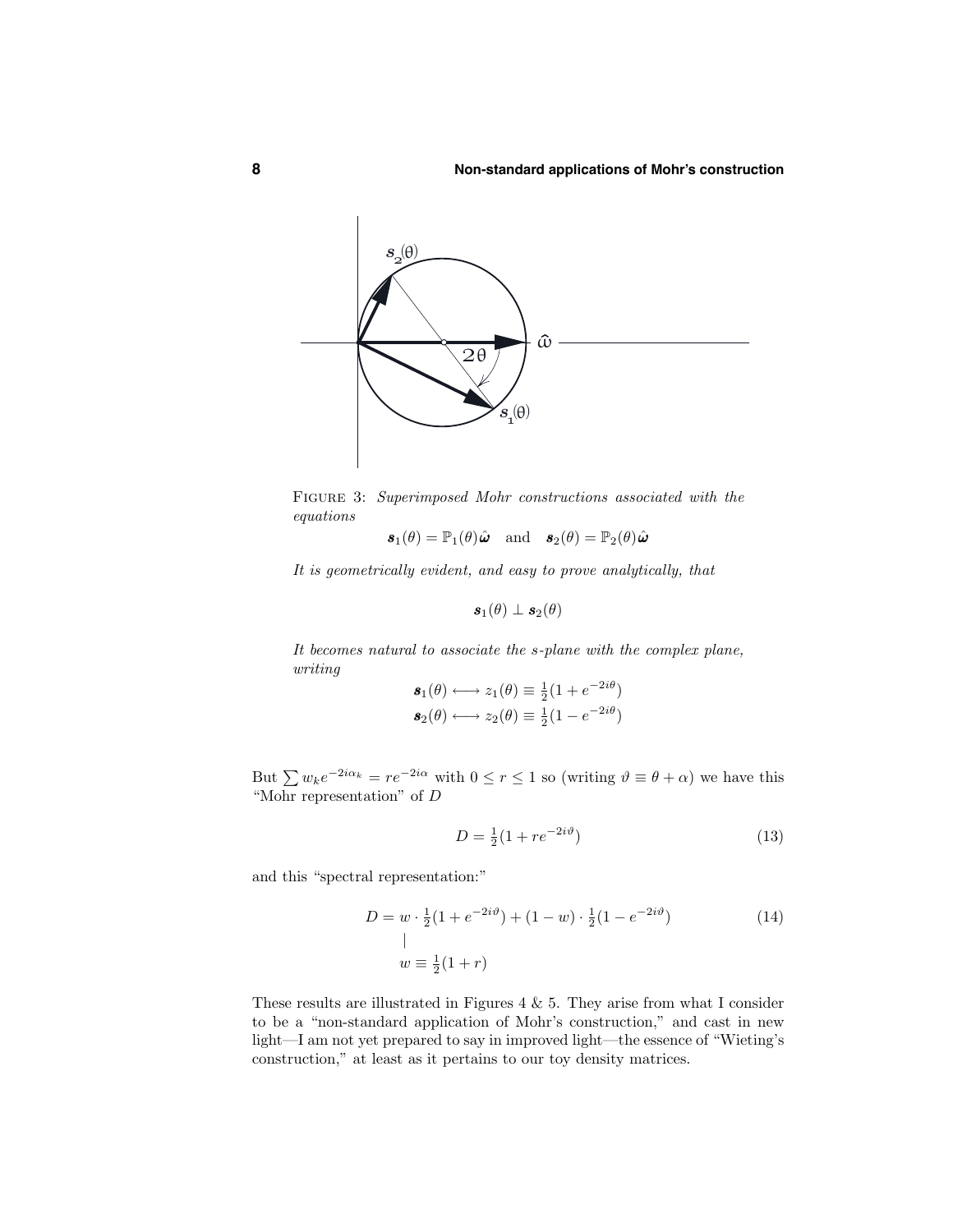FIGURE 3: *Superimposed Mohr constructions associated with the equations*

$$\boldsymbol{s}_1(\theta) = \mathbb{P}_1(\theta)\hat{\boldsymbol{\omega}} \quad \text{and} \quad \boldsymbol{s}_2(\theta) = \mathbb{P}_2(\theta)\hat{\boldsymbol{\omega}}$$

*It is geometrically evident, and easy to prove analytically, that*

$$\boldsymbol{s}_1(\theta) \perp \boldsymbol{s}_2(\theta)$$

*It becomes natural to associate the s-plane with the complex plane, writing*

$$\boldsymbol{s}_1(\theta) \longleftrightarrow z_1(\theta) \equiv \tfrac{1}{2}(1 + e^{-2i\theta})$$
$$\boldsymbol{s}_2(\theta) \longleftrightarrow z_2(\theta) \equiv \tfrac{1}{2}(1 - e^{-2i\theta})$$

But $\sum w_k e^{-2i\alpha_k} = re^{-2i\alpha}$ with $0 \le r \le 1$ so (writing $\vartheta \equiv \theta + \alpha$) we have this "Mohr representation" of $D$

$$D = \tfrac{1}{2}(1 + re^{-2i\vartheta}) \tag{13}$$

and this "spectral representation:"

$$D = w \cdot \tfrac{1}{2}(1 + e^{-2i\vartheta}) + (1 - w) \cdot \tfrac{1}{2}(1 - e^{-2i\vartheta}) \tag{14}$$
$$w \equiv \tfrac{1}{2}(1 + r)$$

These results are illustrated in Figures 4 & 5. They arise from what I consider to be a "non-standard application of Mohr's construction," and cast in new light—I am not yet prepared to say in improved light—the essence of "Wieting's construction," at least as it pertains to our toy density matrices.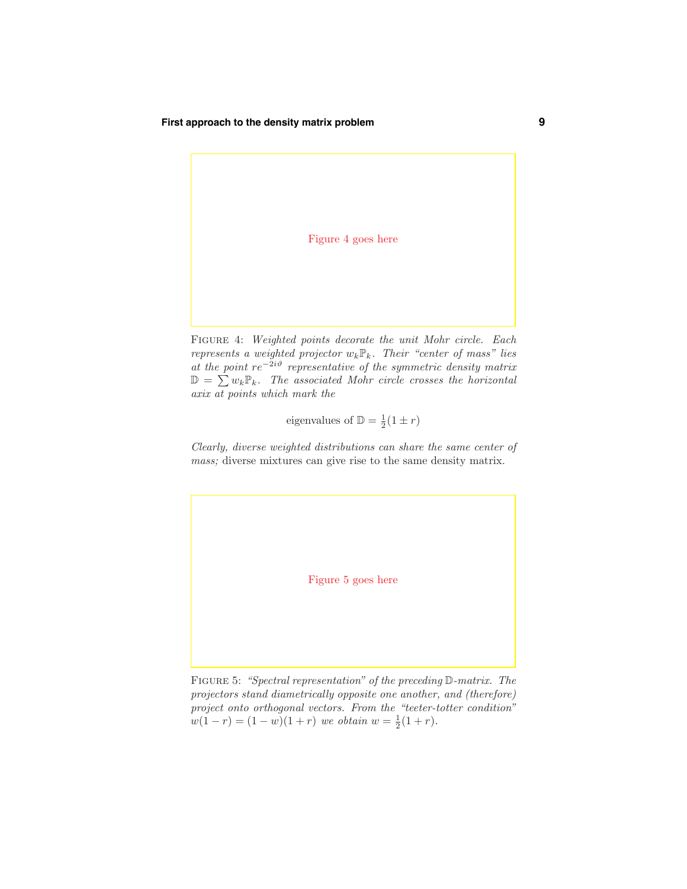Figure 4 goes here

FIGURE 4: *Weighted points decorate the unit Mohr circle. Each represents a weighted projector $w_k\mathbb{P}_k$. Their "center of mass" lies at the point $re^{-2i\vartheta}$ representative of the symmetric density matrix $\mathbb{D} = \sum w_k\mathbb{P}_k$. The associated Mohr circle crosses the horizontal axix at points which mark the*

$$\text{eigenvalues of } \mathbb{D} = \tfrac{1}{2}(1 \pm r)$$

*Clearly, diverse weighted distributions can share the same center of mass;* diverse mixtures can give rise to the same density matrix.

Figure 5 goes here

FIGURE 5: *"Spectral representation" of the preceding $\mathbb{D}$-matrix. The projectors stand diametrically opposite one another, and (therefore) project onto orthogonal vectors. From the "teeter-totter condition" $w(1-r) = (1-w)(1+r)$ we obtain $w = \frac{1}{2}(1+r)$.*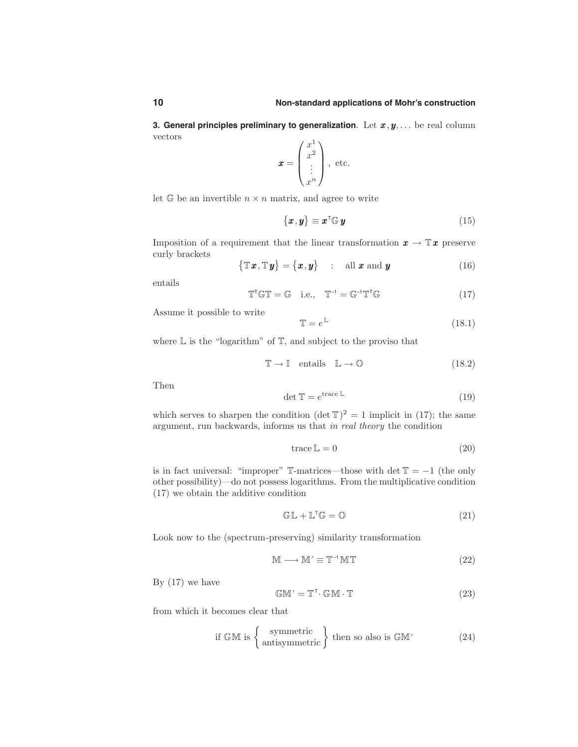**3. General principles preliminary to generalization**. Let $\boldsymbol{x}, \boldsymbol{y}, \ldots$ be real column vectors

$$\boldsymbol{x} = \begin{pmatrix} x^1 \\ x^2 \\ \vdots \\ x^n \end{pmatrix}, \text{ etc.}$$

let $\mathbb{G}$ be an invertible $n \times n$ matrix, and agree to write

$$\big\{\boldsymbol{x}, \boldsymbol{y}\big\} \equiv \boldsymbol{x}^{\mathsf{T}}\mathbb{G}\,\boldsymbol{y} \tag{15}$$

Imposition of a requirement that the linear transformation $\boldsymbol{x} \rightarrow \mathbb{T}\boldsymbol{x}$ preserve curly brackets

$$\big\{\mathbb{T}\boldsymbol{x}, \mathbb{T}\boldsymbol{y}\big\} = \big\{\boldsymbol{x}, \boldsymbol{y}\big\} \quad : \quad \text{all } \boldsymbol{x} \text{ and } \boldsymbol{y} \tag{16}$$

entails

$$\mathbb{T}^{\mathsf{T}}\mathbb{G}\mathbb{T} = \mathbb{G} \quad \text{i.e.,} \quad \mathbb{T}^{-1} = \mathbb{G}^{-1}\mathbb{T}^{\mathsf{T}}\mathbb{G} \tag{17}$$

Assume it possible to write

$$\mathbb{T} = e^{\mathbb{L}} \tag{18.1}$$

where $\mathbb{L}$ is the "logarithm" of $\mathbb{T}$, and subject to the proviso that

$$\mathbb{T} \rightarrow \mathbb{I} \quad \text{entails} \quad \mathbb{L} \rightarrow \mathbb{O} \tag{18.2}$$

Then

$$\det \mathbb{T} = e^{\operatorname{trace} \mathbb{L}} \tag{19}$$

which serves to sharpen the condition $(\det \mathbb{T})^2 = 1$ implicit in (17); the same argument, run backwards, informs us that *in real theory* the condition

$$\operatorname{trace} \mathbb{L} = 0 \tag{20}$$

is in fact universal: "improper" $\mathbb{T}$-matrices—those with $\det \mathbb{T} = -1$ (the only other possibility)—do not possess logarithms. From the multiplicative condition (17) we obtain the additive condition

$$\mathbb{G}\mathbb{L} + \mathbb{L}^{\mathsf{T}}\mathbb{G} = \mathbb{O} \tag{21}$$

Look now to the (spectrum-preserving) similarity transformation

$$\mathbb{M} \longrightarrow \mathbb{M}' \equiv \mathbb{T}^{-1}\mathbb{M}\mathbb{T} \tag{22}$$

By (17) we have

$$\mathbb{G}\mathbb{M}' = \mathbb{T}^{\mathsf{T}} \cdot \mathbb{G}\mathbb{M} \cdot \mathbb{T} \tag{23}$$

from which it becomes clear that

$$\text{if } \mathbb{G}\mathbb{M} \text{ is } \left\{ \begin{matrix} \text{symmetric} \\ \text{antisymmetric} \end{matrix} \right\} \text{ then so also is } \mathbb{G}\mathbb{M}' \tag{24}$$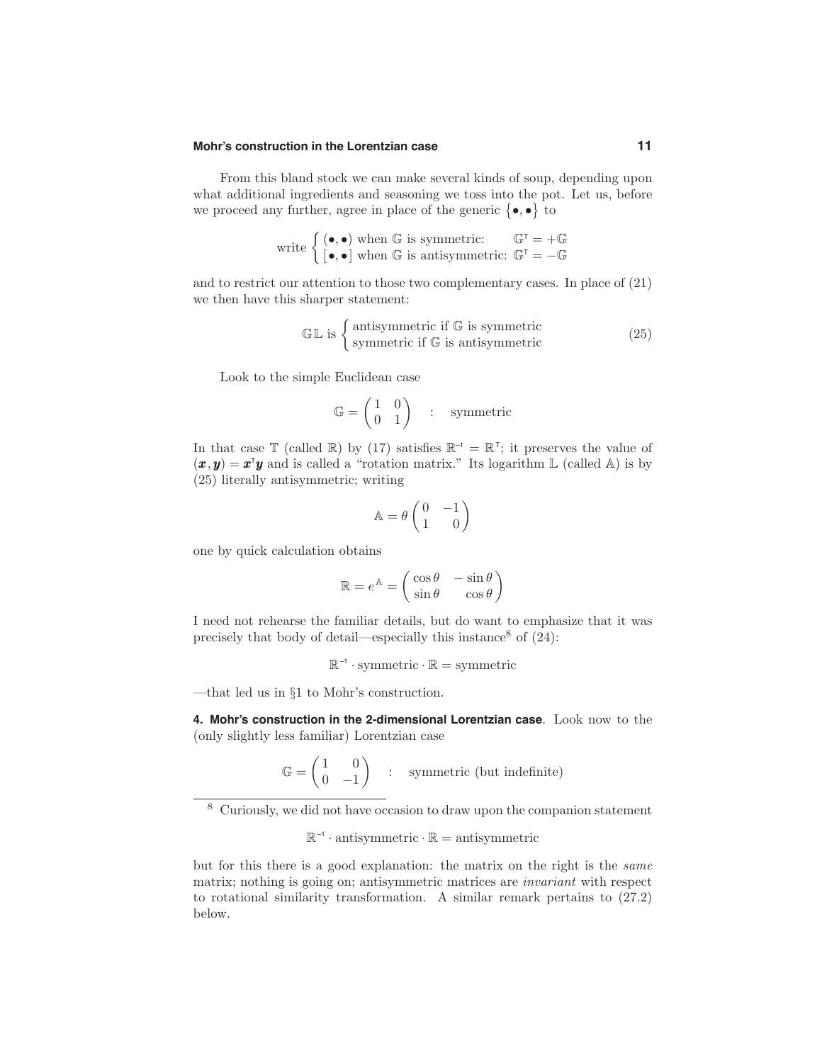From this bland stock we can make several kinds of soup, depending upon what additional ingredients and seasoning we toss into the pot. Let us, before we proceed any further, agree in place of the generic $\{\bullet,\bullet\}$ to

$$\text{write}\begin{cases}(\bullet,\bullet)\text{ when }\mathbb{G}\text{ is symmetric:} & \mathbb{G}^{\mathsf{T}}=+\mathbb{G}\\ [\bullet,\bullet]\text{ when }\mathbb{G}\text{ is antisymmetric:} & \mathbb{G}^{\mathsf{T}}=-\mathbb{G}\end{cases}$$

and to restrict our attention to those two complementary cases. In place of (21) we then have this sharper statement:

$$\mathbb{GL}\text{ is }\begin{cases}\text{antisymmetric if }\mathbb{G}\text{ is symmetric}\\ \text{symmetric if }\mathbb{G}\text{ is antisymmetric}\end{cases}\tag{25}$$

Look to the simple Euclidean case

$$\mathbb{G}=\begin{pmatrix}1&0\\0&1\end{pmatrix}\quad:\quad\text{symmetric}$$

In that case $\mathbb{T}$ (called $\mathbb{R}$) by (17) satisfies $\mathbb{R}^{-1}=\mathbb{R}^{\mathsf{T}}$; it preserves the value of $(\boldsymbol{x},\boldsymbol{y})=\boldsymbol{x}^{\mathsf{T}}\boldsymbol{y}$ and is called a "rotation matrix." Its logarithm $\mathbb{L}$ (called $\mathbb{A}$) is by (25) literally antisymmetric; writing

$$\mathbb{A}=\theta\begin{pmatrix}0&-1\\1&0\end{pmatrix}$$

one by quick calculation obtains

$$\mathbb{R}=e^{\mathbb{A}}=\begin{pmatrix}\cos\theta&-\sin\theta\\ \sin\theta&\cos\theta\end{pmatrix}$$

I need not rehearse the familiar details, but do want to emphasize that it was precisely that body of detail—especially this instance[8] of (24):

$$\mathbb{R}^{-1}\cdot\text{symmetric}\cdot\mathbb{R}=\text{symmetric}$$

—that led us in §1 to Mohr's construction.

**4. Mohr's construction in the 2-dimensional Lorentzian case**. Look now to the (only slightly less familiar) Lorentzian case

$$\mathbb{G}=\begin{pmatrix}1&0\\0&-1\end{pmatrix}\quad:\quad\text{symmetric (but indefinite)}$$

---

[8] Curiously, we did not have occasion to draw upon the companion statement

$$\mathbb{R}^{-1}\cdot\text{antisymmetric}\cdot\mathbb{R}=\text{antisymmetric}$$

but for this there is a good explanation: the matrix on the right is the *same* matrix; nothing is going on; antisymmetric matrices are *invariant* with respect to rotational similarity transformation. A similar remark pertains to (27.2) below.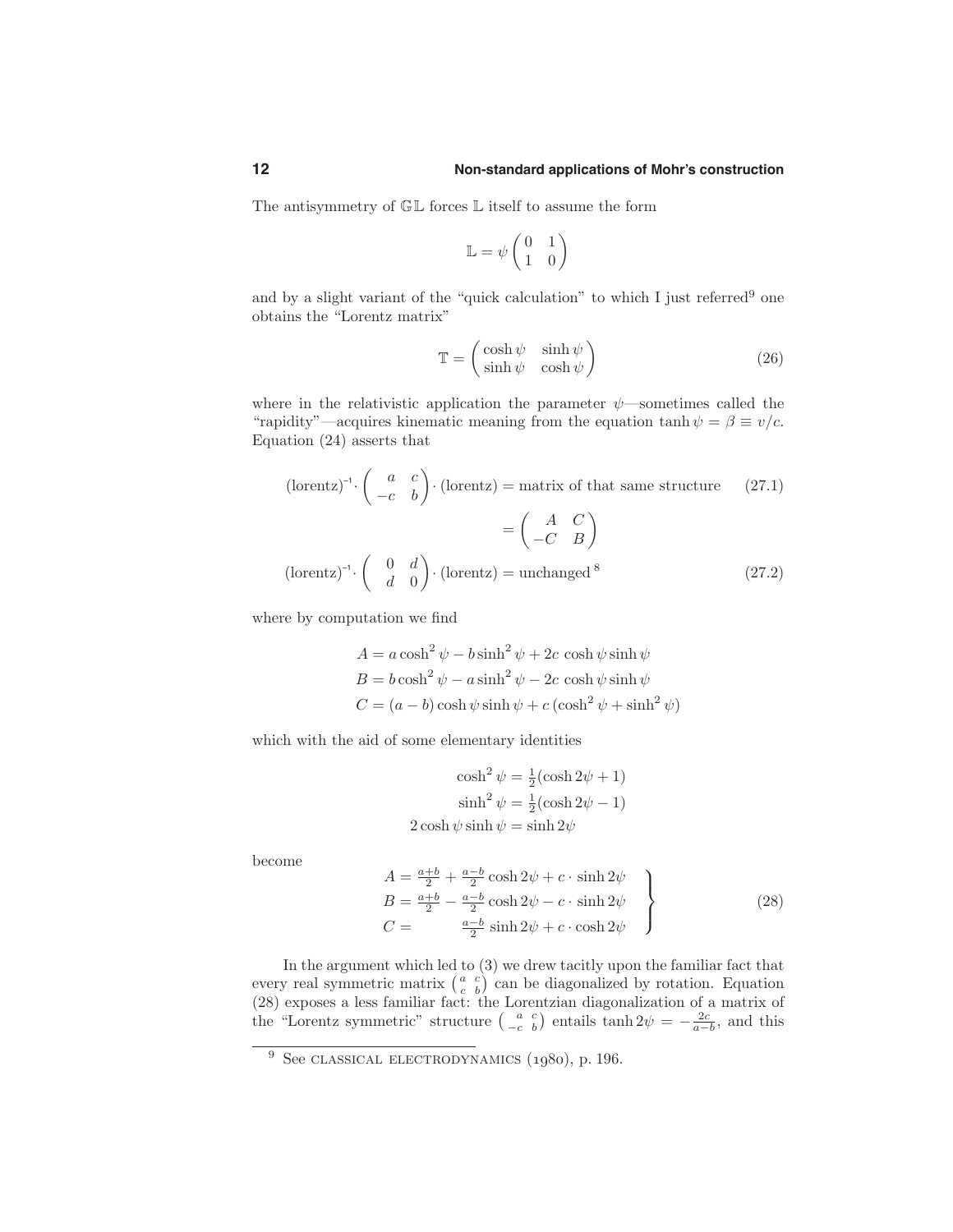The antisymmetry of $\mathbb{GL}$ forces $\mathbb{L}$ itself to assume the form

$$\mathbb{L} = \psi \begin{pmatrix} 0 & 1 \\ 1 & 0 \end{pmatrix}$$

and by a slight variant of the "quick calculation" to which I just referred[9] one obtains the "Lorentz matrix"

$$\mathbb{T} = \begin{pmatrix} \cosh\psi & \sinh\psi \\ \sinh\psi & \cosh\psi \end{pmatrix} \tag{26}$$

where in the relativistic application the parameter $\psi$—sometimes called the "rapidity"—acquires kinematic meaning from the equation $\tanh\psi = \beta \equiv v/c$. Equation (24) asserts that

$$(\text{lorentz})^{-1} \cdot \begin{pmatrix} a & c \\ -c & b \end{pmatrix} \cdot (\text{lorentz}) = \text{matrix of that same structure} \tag{27.1}$$

$$= \begin{pmatrix} A & C \\ -C & B \end{pmatrix}$$

$$(\text{lorentz})^{-1} \cdot \begin{pmatrix} 0 & d \\ d & 0 \end{pmatrix} \cdot (\text{lorentz}) = \text{unchanged}^{\,8} \tag{27.2}$$

where by computation we find

$$\begin{aligned}
A &= a\cosh^2\psi - b\sinh^2\psi + 2c\,\cosh\psi\sinh\psi \\
B &= b\cosh^2\psi - a\sinh^2\psi - 2c\,\cosh\psi\sinh\psi \\
C &= (a-b)\cosh\psi\sinh\psi + c\,(\cosh^2\psi + \sinh^2\psi)
\end{aligned}$$

which with the aid of some elementary identities

$$\begin{aligned}
\cosh^2\psi &= \tfrac{1}{2}(\cosh 2\psi + 1) \\
\sinh^2\psi &= \tfrac{1}{2}(\cosh 2\psi - 1) \\
2\cosh\psi\sinh\psi &= \sinh 2\psi
\end{aligned}$$

become

$$\left.\begin{aligned}
A &= \tfrac{a+b}{2} + \tfrac{a-b}{2}\cosh 2\psi + c\cdot\sinh 2\psi \\
B &= \tfrac{a+b}{2} - \tfrac{a-b}{2}\cosh 2\psi - c\cdot\sinh 2\psi \\
C &= \qquad\;\; \tfrac{a-b}{2}\sinh 2\psi + c\cdot\cosh 2\psi
\end{aligned}\right\} \tag{28}$$

In the argument which led to (3) we drew tacitly upon the familiar fact that every real symmetric matrix $\left(\begin{smallmatrix} a & c \\ c & b \end{smallmatrix}\right)$ can be diagonalized by rotation. Equation (28) exposes a less familiar fact: the Lorentzian diagonalization of a matrix of the "Lorentz symmetric" structure $\left(\begin{smallmatrix} a & c \\ -c & b \end{smallmatrix}\right)$ entails $\tanh 2\psi = -\frac{2c}{a-b}$, and this

---

[9] See CLASSICAL ELECTRODYNAMICS (1980), p. 196.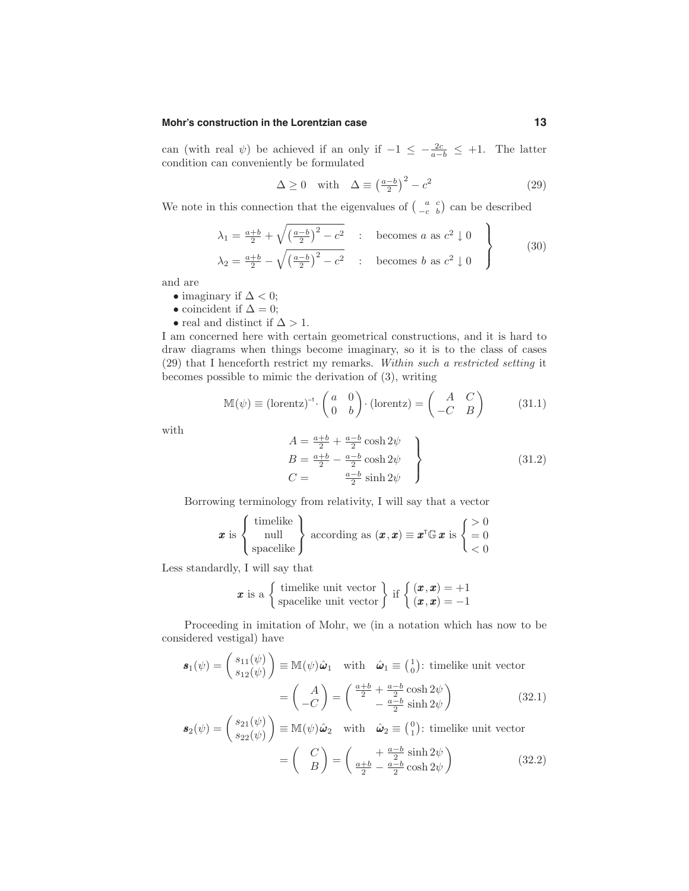can (with real $\psi$) be achieved if an only if $-1 \le -\frac{2c}{a-b} \le +1$. The latter condition can conveniently be formulated

$$\Delta \ge 0 \quad \text{with} \quad \Delta \equiv \left(\tfrac{a-b}{2}\right)^2 - c^2 \tag{29}$$

We note in this connection that the eigenvalues of $\left(\begin{smallmatrix} a & c \\ -c & b\end{smallmatrix}\right)$ can be described

$$\left.\begin{aligned}
\lambda_1 &= \tfrac{a+b}{2} + \sqrt{\left(\tfrac{a-b}{2}\right)^2 - c^2} \quad &: \quad \text{becomes } a \text{ as } c^2 \downarrow 0\\
\lambda_2 &= \tfrac{a+b}{2} - \sqrt{\left(\tfrac{a-b}{2}\right)^2 - c^2} \quad &: \quad \text{becomes } b \text{ as } c^2 \downarrow 0
\end{aligned}\right\} \tag{30}$$

and are

- imaginary if $\Delta < 0$;
- coincident if $\Delta = 0$;
- real and distinct if $\Delta > 1$.

I am concerned here with certain geometrical constructions, and it is hard to draw diagrams when things become imaginary, so it is to the class of cases (29) that I henceforth restrict my remarks. *Within such a restricted setting* it becomes possible to mimic the derivation of (3), writing

$$\mathbb{M}(\psi) \equiv (\text{lorentz})^{-1} \cdot \begin{pmatrix} a & 0 \\ 0 & b \end{pmatrix} \cdot (\text{lorentz}) = \begin{pmatrix} A & C \\ -C & B \end{pmatrix} \tag{31.1}$$

with

$$\left.\begin{aligned}
A &= \tfrac{a+b}{2} + \tfrac{a-b}{2}\cosh 2\psi \\
B &= \tfrac{a+b}{2} - \tfrac{a-b}{2}\cosh 2\psi \\
C &= \qquad\;\; \tfrac{a-b}{2}\sinh 2\psi
\end{aligned}\right\} \tag{31.2}$$

Borrowing terminology from relativity, I will say that a vector

$$\boldsymbol{x} \text{ is } \left\{\begin{matrix} \text{timelike} \\ \text{null} \\ \text{spacelike} \end{matrix}\right\} \text{ according as } (\boldsymbol{x}, \boldsymbol{x}) \equiv \boldsymbol{x}^{\mathsf{T}}\mathbb{G}\,\boldsymbol{x} \text{ is } \left\{\begin{matrix} > 0 \\ = 0 \\ < 0 \end{matrix}\right.$$

Less standardly, I will say that

$$\boldsymbol{x} \text{ is a } \left\{\begin{matrix} \text{timelike unit vector} \\ \text{spacelike unit vector} \end{matrix}\right\} \text{ if } \left\{\begin{matrix} (\boldsymbol{x}, \boldsymbol{x}) = +1 \\ (\boldsymbol{x}, \boldsymbol{x}) = -1 \end{matrix}\right.$$

Proceeding in imitation of Mohr, we (in a notation which has now to be considered vestigal) have

$$\begin{aligned}
\boldsymbol{s}_1(\psi) = \begin{pmatrix} s_{11}(\psi) \\ s_{12}(\psi) \end{pmatrix} &\equiv \mathbb{M}(\psi)\hat{\boldsymbol{\omega}}_1 \quad \text{with} \quad \hat{\boldsymbol{\omega}}_1 \equiv \left(\begin{smallmatrix} 1 \\ 0 \end{smallmatrix}\right)\text{: timelike unit vector} \\
&= \begin{pmatrix} A \\ -C \end{pmatrix} = \begin{pmatrix} \tfrac{a+b}{2} + \tfrac{a-b}{2}\cosh 2\psi \\ -\tfrac{a-b}{2}\sinh 2\psi \end{pmatrix}
\end{aligned} \tag{32.1}$$

$$\begin{aligned}
\boldsymbol{s}_2(\psi) = \begin{pmatrix} s_{21}(\psi) \\ s_{22}(\psi) \end{pmatrix} &\equiv \mathbb{M}(\psi)\hat{\boldsymbol{\omega}}_2 \quad \text{with} \quad \hat{\boldsymbol{\omega}}_2 \equiv \left(\begin{smallmatrix} 0 \\ 1 \end{smallmatrix}\right)\text{: timelike unit vector} \\
&= \begin{pmatrix} C \\ B \end{pmatrix} = \begin{pmatrix} +\tfrac{a-b}{2}\sinh 2\psi \\ \tfrac{a+b}{2} - \tfrac{a-b}{2}\cosh 2\psi \end{pmatrix}
\end{aligned} \tag{32.2}$$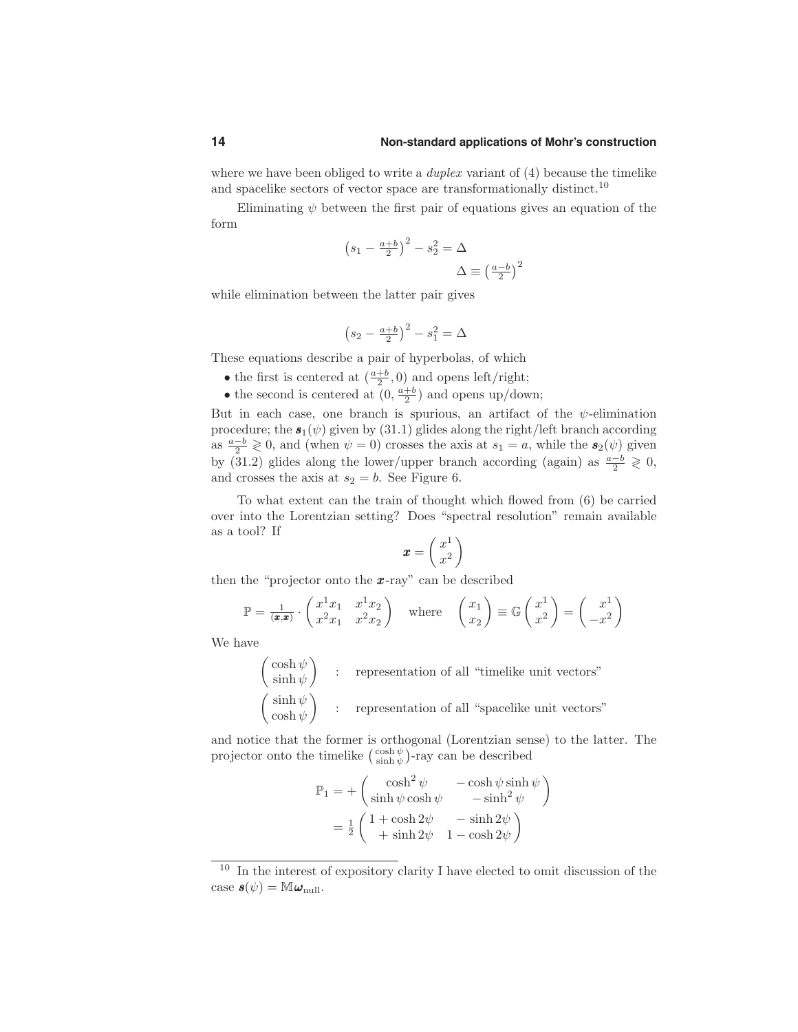where we have been obliged to write a *duplex* variant of (4) because the timelike and spacelike sectors of vector space are transformationally distinct.[10]

Eliminating $\psi$ between the first pair of equations gives an equation of the form

$$\big(s_1 - \tfrac{a+b}{2}\big)^2 - s_2^2 = \Delta$$
$$\Delta \equiv \big(\tfrac{a-b}{2}\big)^2$$

while elimination between the latter pair gives

$$\big(s_2 - \tfrac{a+b}{2}\big)^2 - s_1^2 = \Delta$$

These equations describe a pair of hyperbolas, of which

- the first is centered at $(\frac{a+b}{2}, 0)$ and opens left/right;
- the second is centered at $(0, \frac{a+b}{2})$ and opens up/down;

But in each case, one branch is spurious, an artifact of the $\psi$-elimination procedure; the $\boldsymbol{s}_1(\psi)$ given by (31.1) glides along the right/left branch according as $\frac{a-b}{2} \gtrless 0$, and (when $\psi = 0$) crosses the axis at $s_1 = a$, while the $\boldsymbol{s}_2(\psi)$ given by (31.2) glides along the lower/upper branch according (again) as $\frac{a-b}{2} \gtrless 0$, and crosses the axis at $s_2 = b$. See Figure 6.

To what extent can the train of thought which flowed from (6) be carried over into the Lorentzian setting? Does "spectral resolution" remain available as a tool? If

$$\boldsymbol{x} = \begin{pmatrix} x^1 \\ x^2 \end{pmatrix}$$

then the "projector onto the $\boldsymbol{x}$-ray" can be described

$$\mathbb{P} = \tfrac{1}{(\boldsymbol{x},\boldsymbol{x})} \cdot \begin{pmatrix} x^1 x_1 & x^1 x_2 \\ x^2 x_1 & x^2 x_2 \end{pmatrix} \quad \text{where} \quad \begin{pmatrix} x_1 \\ x_2 \end{pmatrix} \equiv \mathbb{G}\begin{pmatrix} x^1 \\ x^2 \end{pmatrix} = \begin{pmatrix} x^1 \\ -x^2 \end{pmatrix}$$

We have

$$\begin{pmatrix} \cosh\psi \\ \sinh\psi \end{pmatrix} \quad : \quad \text{representation of all "timelike unit vectors"}$$
$$\begin{pmatrix} \sinh\psi \\ \cosh\psi \end{pmatrix} \quad : \quad \text{representation of all "spacelike unit vectors"}$$

and notice that the former is orthogonal (Lorentzian sense) to the latter. The projector onto the timelike $\binom{\cosh\psi}{\sinh\psi}$-ray can be described

$$\begin{aligned}
\mathbb{P}_1 &= +\begin{pmatrix} \cosh^2\psi & -\cosh\psi\sinh\psi \\ \sinh\psi\cosh\psi & -\sinh^2\psi \end{pmatrix} \\
&= \tfrac{1}{2}\begin{pmatrix} 1+\cosh 2\psi & -\sinh 2\psi \\ +\sinh 2\psi & 1-\cosh 2\psi \end{pmatrix}
\end{aligned}$$

---

[10] In the interest of expository clarity I have elected to omit discussion of the case $\boldsymbol{s}(\psi) = \mathbb{M}\boldsymbol{\omega}_{\text{null}}$.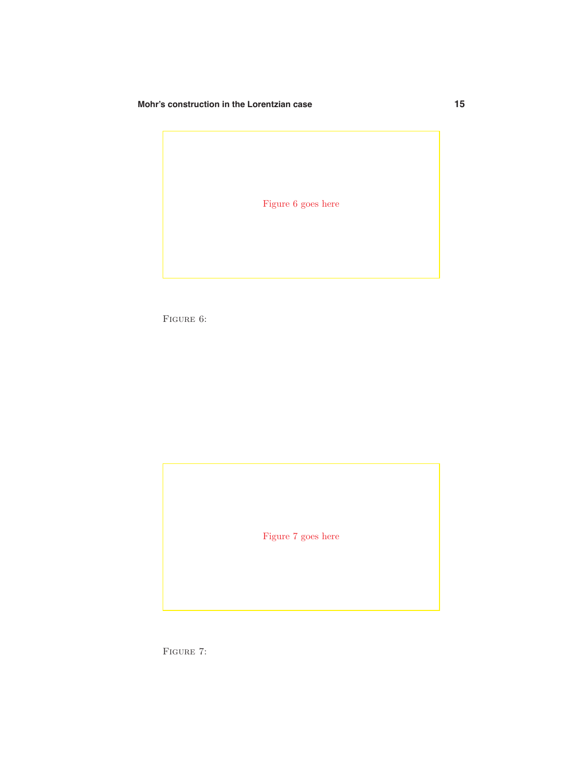Figure 6 goes here

Figure 6:

Figure 7 goes here

Figure 7: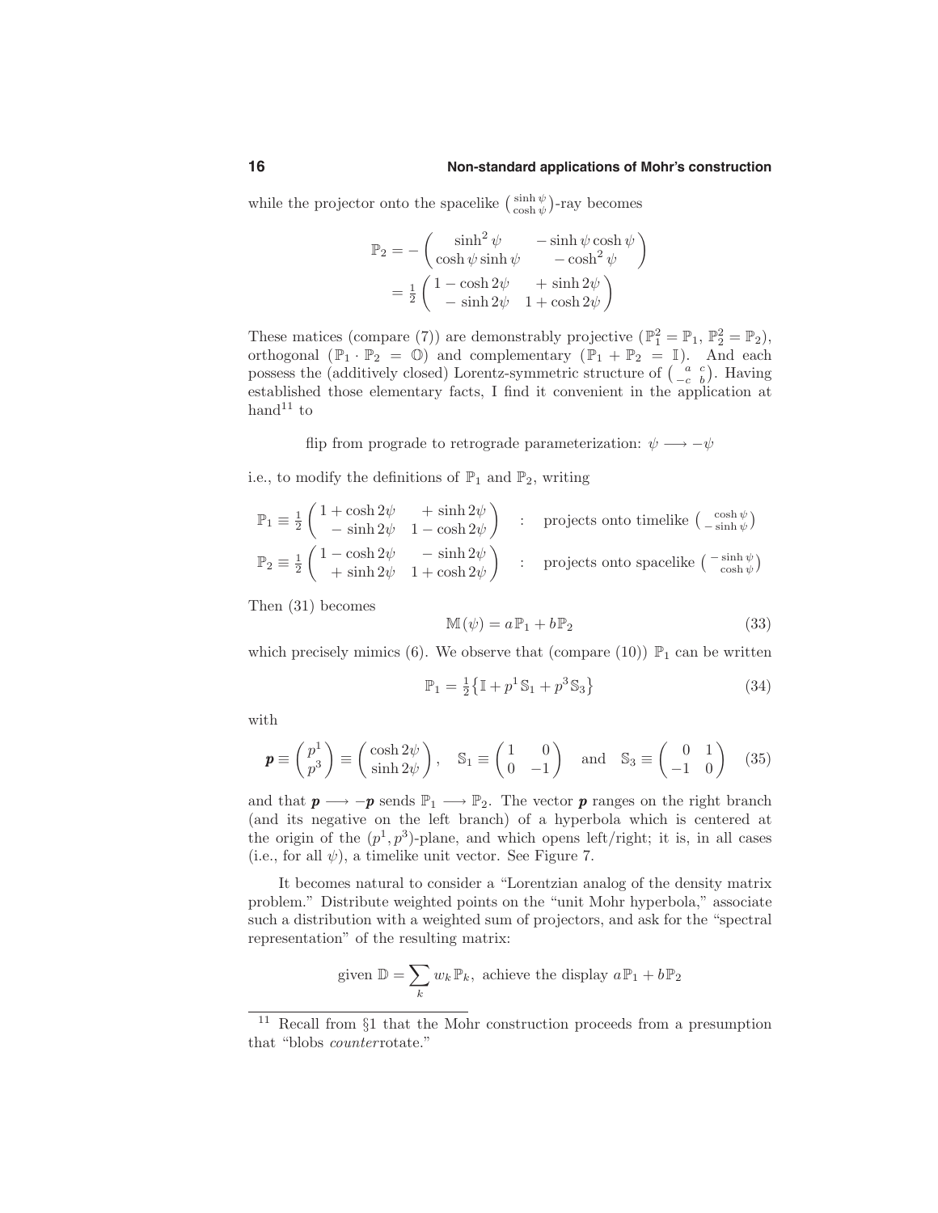while the projector onto the spacelike $\begin{pmatrix} \sinh\psi \\ \cosh\psi \end{pmatrix}$-ray becomes

$$
\begin{aligned}
\mathbb{P}_2 &= -\begin{pmatrix} \sinh^2\psi & -\sinh\psi\cosh\psi \\ \cosh\psi\sinh\psi & -\cosh^2\psi \end{pmatrix} \\
&= \tfrac{1}{2}\begin{pmatrix} 1-\cosh 2\psi & +\sinh 2\psi \\ -\sinh 2\psi & 1+\cosh 2\psi \end{pmatrix}
\end{aligned}
$$

These matices (compare (7)) are demonstrably projective ($\mathbb{P}_1^2 = \mathbb{P}_1$, $\mathbb{P}_2^2 = \mathbb{P}_2$), orthogonal ($\mathbb{P}_1 \cdot \mathbb{P}_2 = \mathbb{O}$) and complementary ($\mathbb{P}_1 + \mathbb{P}_2 = \mathbb{I}$). And each possess the (additively closed) Lorentz-symmetric structure of $\begin{pmatrix} a & c \\ -c & b \end{pmatrix}$. Having established those elementary facts, I find it convenient in the application at hand[11] to

flip from prograde to retrograde parameterization: $\psi \longrightarrow -\psi$

i.e., to modify the definitions of $\mathbb{P}_1$ and $\mathbb{P}_2$, writing

$$
\mathbb{P}_1 \equiv \tfrac{1}{2}\begin{pmatrix} 1+\cosh 2\psi & +\sinh 2\psi \\ -\sinh 2\psi & 1-\cosh 2\psi \end{pmatrix} \quad : \quad \text{projects onto timelike } \begin{pmatrix} \cosh\psi \\ -\sinh\psi \end{pmatrix}
$$

$$
\mathbb{P}_2 \equiv \tfrac{1}{2}\begin{pmatrix} 1-\cosh 2\psi & -\sinh 2\psi \\ +\sinh 2\psi & 1+\cosh 2\psi \end{pmatrix} \quad : \quad \text{projects onto spacelike } \begin{pmatrix} -\sinh\psi \\ \cosh\psi \end{pmatrix}
$$

Then (31) becomes

$$
\mathbb{M}(\psi) = a\,\mathbb{P}_1 + b\,\mathbb{P}_2 \tag{33}
$$

which precisely mimics (6). We observe that (compare (10)) $\mathbb{P}_1$ can be written

$$
\mathbb{P}_1 = \tfrac{1}{2}\big\{\mathbb{I} + p^1\,\mathbb{S}_1 + p^3\,\mathbb{S}_3\big\} \tag{34}
$$

with

$$
\boldsymbol{p} \equiv \begin{pmatrix} p^1 \\ p^3 \end{pmatrix} \equiv \begin{pmatrix} \cosh 2\psi \\ \sinh 2\psi \end{pmatrix}, \quad \mathbb{S}_1 \equiv \begin{pmatrix} 1 & 0 \\ 0 & -1 \end{pmatrix} \quad \text{and} \quad \mathbb{S}_3 \equiv \begin{pmatrix} 0 & 1 \\ -1 & 0 \end{pmatrix} \tag{35}
$$

and that $\boldsymbol{p} \longrightarrow -\boldsymbol{p}$ sends $\mathbb{P}_1 \longrightarrow \mathbb{P}_2$. The vector $\boldsymbol{p}$ ranges on the right branch (and its negative on the left branch) of a hyperbola which is centered at the origin of the $(p^1, p^3)$-plane, and which opens left/right; it is, in all cases (i.e., for all $\psi$), a timelike unit vector. See Figure 7.

It becomes natural to consider a "Lorentzian analog of the density matrix problem." Distribute weighted points on the "unit Mohr hyperbola," associate such a distribution with a weighted sum of projectors, and ask for the "spectral representation" of the resulting matrix:

$$
\text{given } \mathbb{D} = \sum_k w_k\,\mathbb{P}_k, \text{ achieve the display } a\,\mathbb{P}_1 + b\,\mathbb{P}_2
$$

[11] Recall from §1 that the Mohr construction proceeds from a presumption that "blobs *counter*rotate."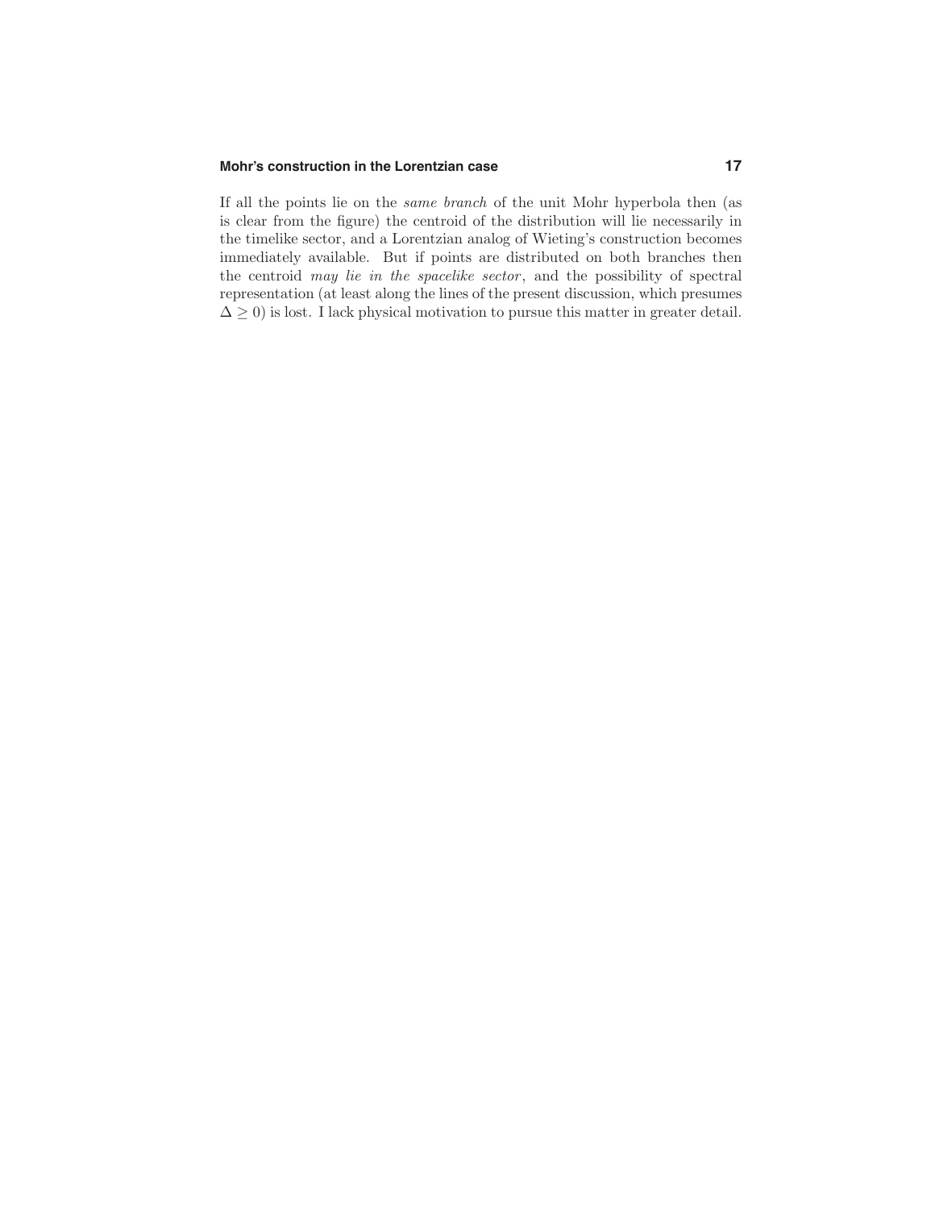If all the points lie on the *same branch* of the unit Mohr hyperbola then (as is clear from the figure) the centroid of the distribution will lie necessarily in the timelike sector, and a Lorentzian analog of Wieting's construction becomes immediately available. But if points are distributed on both branches then the centroid *may lie in the spacelike sector*, and the possibility of spectral representation (at least along the lines of the present discussion, which presumes $\Delta \geq 0$) is lost. I lack physical motivation to pursue this matter in greater detail.